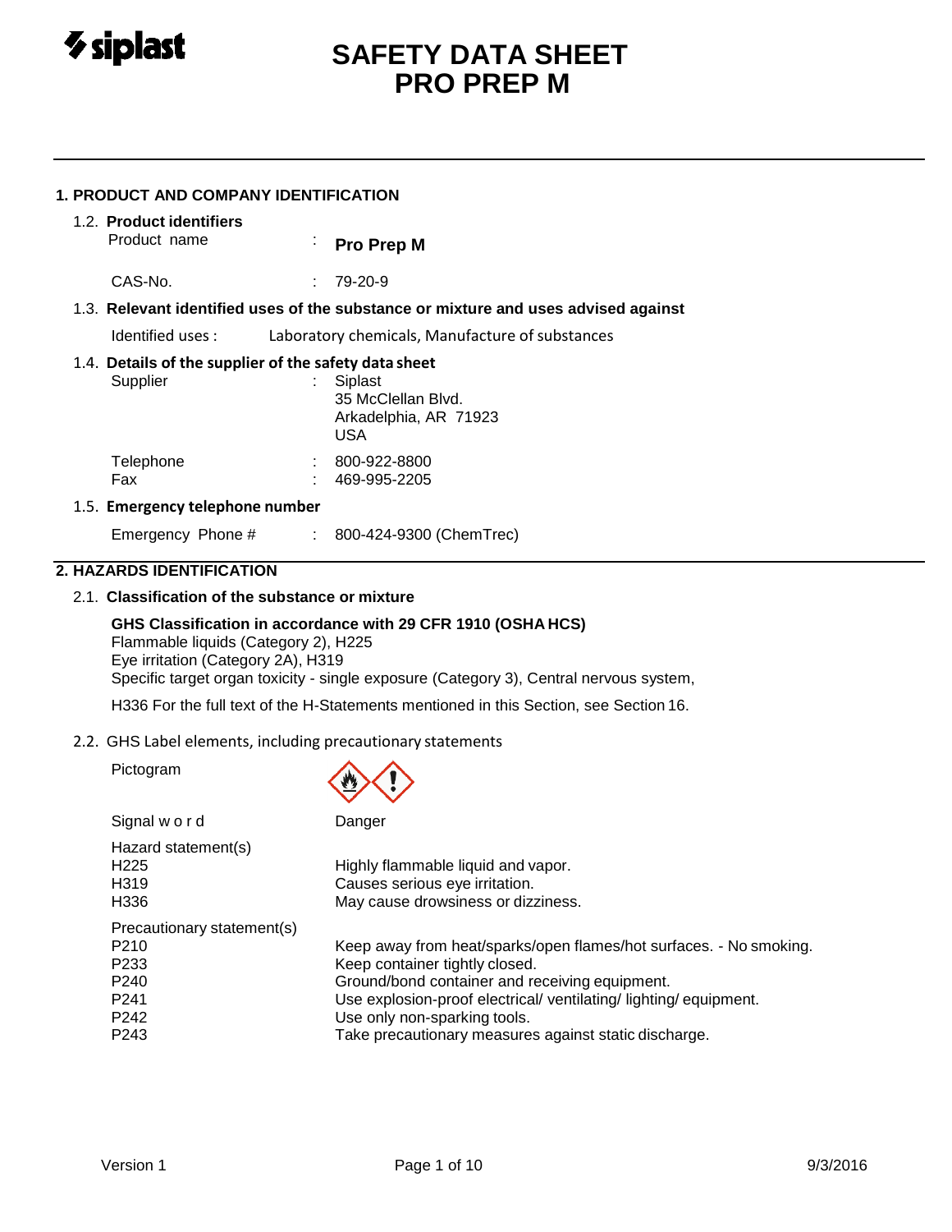# SAFETY DATA SHEET
# PRO PREP M

## 1. PRODUCT AND COMPANY IDENTIFICATION

### 1.2. Product identifiers

| | | |
|---|---|---|
| Product name | : | **Pro Prep M** |
| CAS-No. | : | 79-20-9 |

### 1.3. Relevant identified uses of the substance or mixture and uses advised against

Identified uses : Laboratory chemicals, Manufacture of substances

### 1.4. Details of the supplier of the safety data sheet

| | | |
|---|---|---|
| Supplier | : | Siplast<br>35 McClellan Blvd.<br>Arkadelphia, AR 71923<br>USA |
| Telephone | : | 800-922-8800 |
| Fax | : | 469-995-2205 |

### 1.5. Emergency telephone number

Emergency Phone # : 800-424-9300 (ChemTrec)

## 2. HAZARDS IDENTIFICATION

### 2.1. Classification of the substance or mixture

**GHS Classification in accordance with 29 CFR 1910 (OSHA HCS)**
Flammable liquids (Category 2), H225
Eye irritation (Category 2A), H319
Specific target organ toxicity - single exposure (Category 3), Central nervous system,

H336 For the full text of the H-Statements mentioned in this Section, see Section 16.

### 2.2. GHS Label elements, including precautionary statements

Pictogram

Signal word: Danger

Hazard statement(s)

| | |
|---|---|
| H225 | Highly flammable liquid and vapor. |
| H319 | Causes serious eye irritation. |
| H336 | May cause drowsiness or dizziness. |

Precautionary statement(s)

| | |
|---|---|
| P210 | Keep away from heat/sparks/open flames/hot surfaces. - No smoking. |
| P233 | Keep container tightly closed. |
| P240 | Ground/bond container and receiving equipment. |
| P241 | Use explosion-proof electrical/ ventilating/ lighting/ equipment. |
| P242 | Use only non-sparking tools. |
| P243 | Take precautionary measures against static discharge. |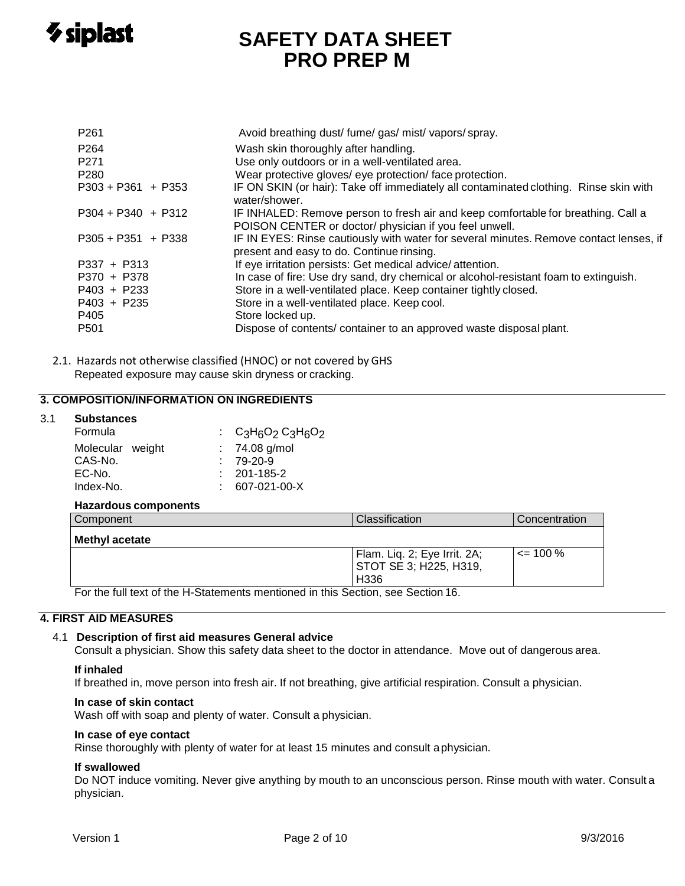| | |
|---|---|
| P261 | Avoid breathing dust/ fume/ gas/ mist/ vapors/ spray. |
| P264 | Wash skin thoroughly after handling. |
| P271 | Use only outdoors or in a well-ventilated area. |
| P280 | Wear protective gloves/ eye protection/ face protection. |
| P303 + P361 + P353 | IF ON SKIN (or hair): Take off immediately all contaminated clothing. Rinse skin with water/shower. |
| P304 + P340 + P312 | IF INHALED: Remove person to fresh air and keep comfortable for breathing. Call a POISON CENTER or doctor/ physician if you feel unwell. |
| P305 + P351 + P338 | IF IN EYES: Rinse cautiously with water for several minutes. Remove contact lenses, if present and easy to do. Continue rinsing. |
| P337 + P313 | If eye irritation persists: Get medical advice/ attention. |
| P370 + P378 | In case of fire: Use dry sand, dry chemical or alcohol-resistant foam to extinguish. |
| P403 + P233 | Store in a well-ventilated place. Keep container tightly closed. |
| P403 + P235 | Store in a well-ventilated place. Keep cool. |
| P405 | Store locked up. |
| P501 | Dispose of contents/ container to an approved waste disposal plant. |

2.1. Hazards not otherwise classified (HNOC) or not covered by GHS
Repeated exposure may cause skin dryness or cracking.

## 3. COMPOSITION/INFORMATION ON INGREDIENTS

### 3.1 Substances

| | |
|---|---|
| Formula | : $C_3H_6O_2$ $C_3H_6O_2$ |
| Molecular weight | : 74.08 g/mol |
| CAS-No. | : 79-20-9 |
| EC-No. | : 201-185-2 |
| Index-No. | : 607-021-00-X |

**Hazardous components**

| Component | Classification | Concentration |
|---|---|---|
| **Methyl acetate** | | |
| | Flam. Liq. 2; Eye Irrit. 2A; STOT SE 3; H225, H319, H336 | <= 100 % |

For the full text of the H-Statements mentioned in this Section, see Section 16.

## 4. FIRST AID MEASURES

### 4.1 Description of first aid measures General advice

Consult a physician. Show this safety data sheet to the doctor in attendance. Move out of dangerous area.

**If inhaled**

If breathed in, move person into fresh air. If not breathing, give artificial respiration. Consult a physician.

**In case of skin contact**

Wash off with soap and plenty of water. Consult a physician.

**In case of eye contact**

Rinse thoroughly with plenty of water for at least 15 minutes and consult a physician.

**If swallowed**

Do NOT induce vomiting. Never give anything by mouth to an unconscious person. Rinse mouth with water. Consult a physician.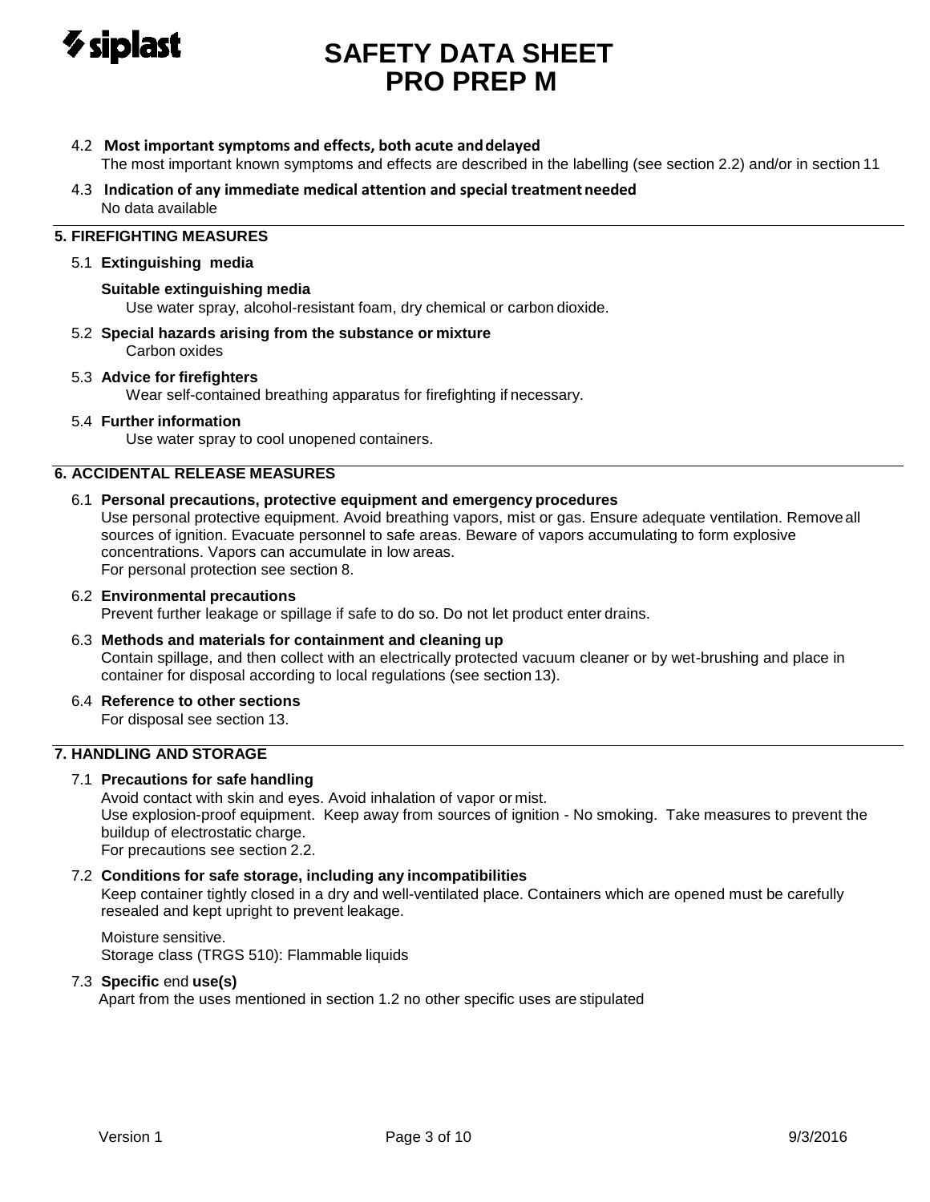4.2 **Most important symptoms and effects, both acute and delayed**
The most important known symptoms and effects are described in the labelling (see section 2.2) and/or in section 11

4.3 **Indication of any immediate medical attention and special treatment needed**
No data available

## 5. FIREFIGHTING MEASURES

5.1 **Extinguishing media**

**Suitable extinguishing media**
Use water spray, alcohol-resistant foam, dry chemical or carbon dioxide.

5.2 **Special hazards arising from the substance or mixture**
Carbon oxides

5.3 **Advice for firefighters**
Wear self-contained breathing apparatus for firefighting if necessary.

5.4 **Further information**
Use water spray to cool unopened containers.

## 6. ACCIDENTAL RELEASE MEASURES

6.1 **Personal precautions, protective equipment and emergency procedures**
Use personal protective equipment. Avoid breathing vapors, mist or gas. Ensure adequate ventilation. Remove all sources of ignition. Evacuate personnel to safe areas. Beware of vapors accumulating to form explosive concentrations. Vapors can accumulate in low areas.
For personal protection see section 8.

6.2 **Environmental precautions**
Prevent further leakage or spillage if safe to do so. Do not let product enter drains.

6.3 **Methods and materials for containment and cleaning up**
Contain spillage, and then collect with an electrically protected vacuum cleaner or by wet-brushing and place in container for disposal according to local regulations (see section 13).

6.4 **Reference to other sections**
For disposal see section 13.

## 7. HANDLING AND STORAGE

7.1 **Precautions for safe handling**
Avoid contact with skin and eyes. Avoid inhalation of vapor or mist.
Use explosion-proof equipment. Keep away from sources of ignition - No smoking. Take measures to prevent the buildup of electrostatic charge.
For precautions see section 2.2.

7.2 **Conditions for safe storage, including any incompatibilities**
Keep container tightly closed in a dry and well-ventilated place. Containers which are opened must be carefully resealed and kept upright to prevent leakage.

Moisture sensitive.
Storage class (TRGS 510): Flammable liquids

7.3 **Specific** end **use(s)**
Apart from the uses mentioned in section 1.2 no other specific uses are stipulated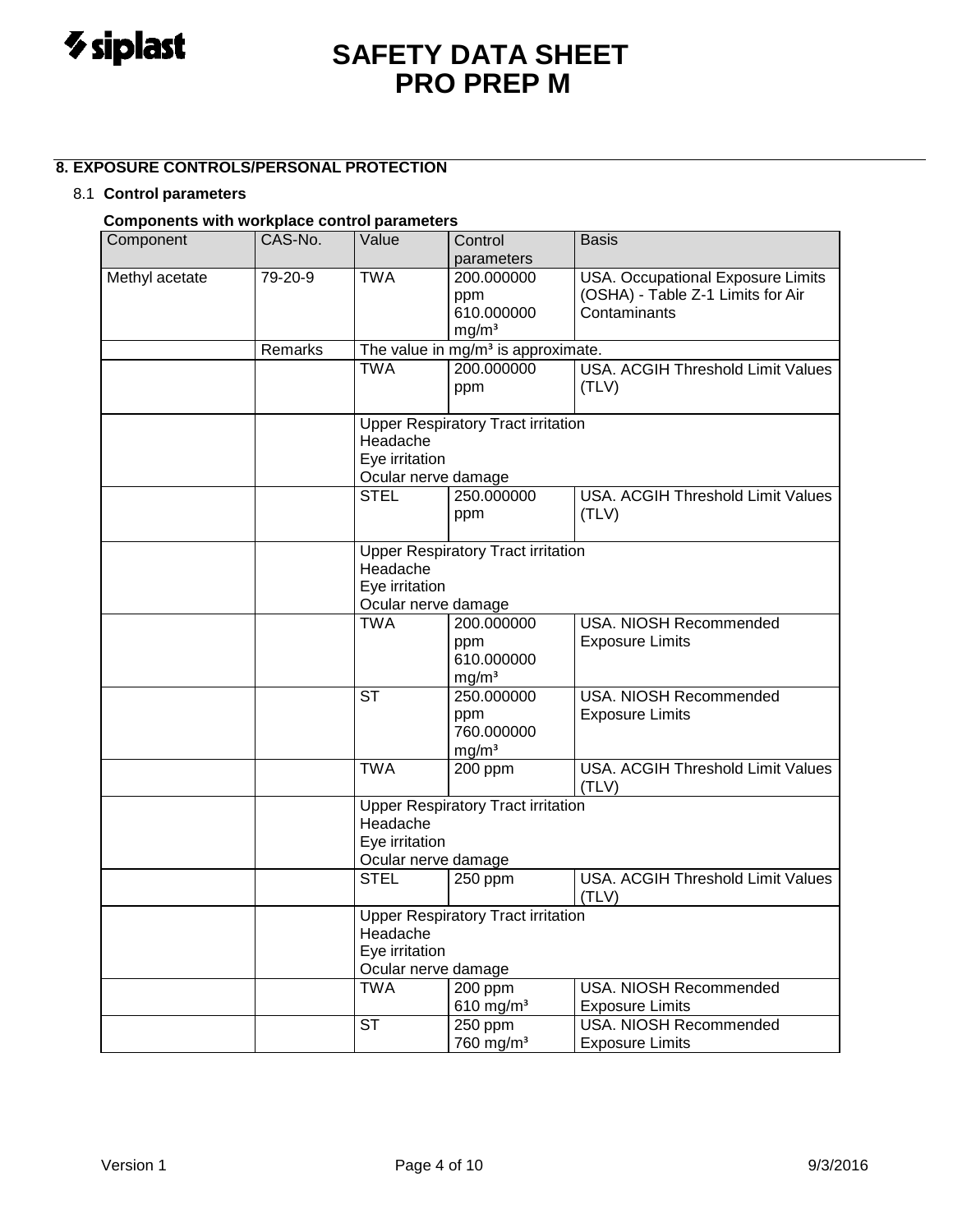## 8. EXPOSURE CONTROLS/PERSONAL PROTECTION

### 8.1 Control parameters

**Components with workplace control parameters**

| Component | CAS-No. | Value | Control parameters | Basis |
|---|---|---|---|---|
| Methyl acetate | 79-20-9 | TWA | 200.000000 ppm 610.000000 mg/m³ | USA. Occupational Exposure Limits (OSHA) - Table Z-1 Limits for Air Contaminants |
| | Remarks | The value in mg/m³ is approximate. | | |
| | | TWA | 200.000000 ppm | USA. ACGIH Threshold Limit Values (TLV) |
| | | Upper Respiratory Tract irritation<br>Headache<br>Eye irritation<br>Ocular nerve damage | | |
| | | STEL | 250.000000 ppm | USA. ACGIH Threshold Limit Values (TLV) |
| | | Upper Respiratory Tract irritation<br>Headache<br>Eye irritation<br>Ocular nerve damage | | |
| | | TWA | 200.000000 ppm 610.000000 mg/m³ | USA. NIOSH Recommended Exposure Limits |
| | | ST | 250.000000 ppm 760.000000 mg/m³ | USA. NIOSH Recommended Exposure Limits |
| | | TWA | 200 ppm | USA. ACGIH Threshold Limit Values (TLV) |
| | | Upper Respiratory Tract irritation<br>Headache<br>Eye irritation<br>Ocular nerve damage | | |
| | | STEL | 250 ppm | USA. ACGIH Threshold Limit Values (TLV) |
| | | Upper Respiratory Tract irritation<br>Headache<br>Eye irritation<br>Ocular nerve damage | | |
| | | TWA | 200 ppm 610 mg/m³ | USA. NIOSH Recommended Exposure Limits |
| | | ST | 250 ppm 760 mg/m³ | USA. NIOSH Recommended Exposure Limits |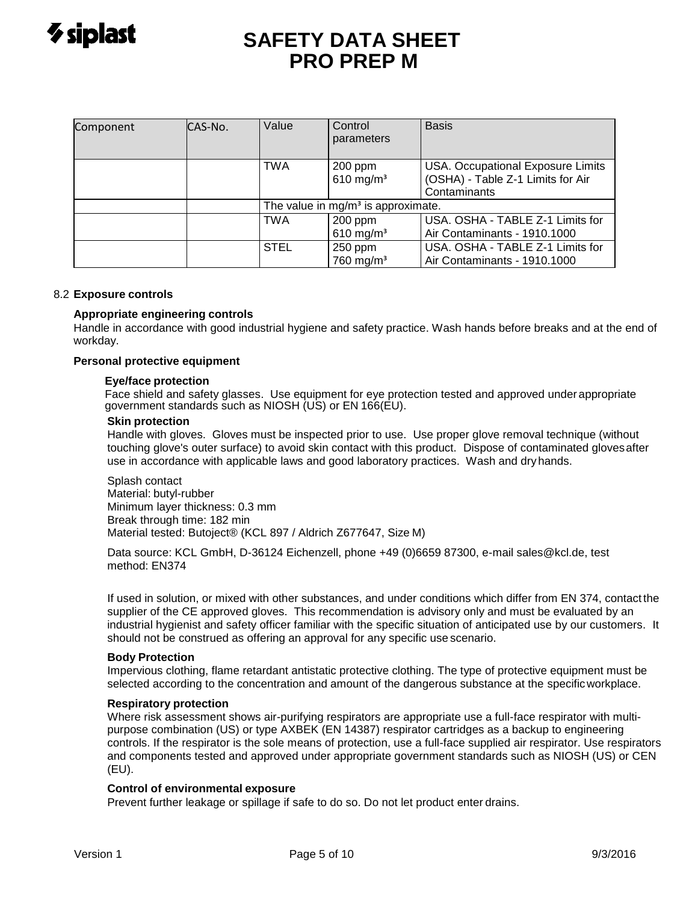| Component | CAS-No. | Value | Control parameters | Basis |
|---|---|---|---|---|
| | | TWA | 200 ppm<br>610 mg/m³ | USA. Occupational Exposure Limits (OSHA) - Table Z-1 Limits for Air Contaminants |
| | | The value in mg/m³ is approximate. | | |
| | | TWA | 200 ppm<br>610 mg/m³ | USA. OSHA - TABLE Z-1 Limits for Air Contaminants - 1910.1000 |
| | | STEL | 250 ppm<br>760 mg/m³ | USA. OSHA - TABLE Z-1 Limits for Air Contaminants - 1910.1000 |

8.2 **Exposure controls**

**Appropriate engineering controls**

Handle in accordance with good industrial hygiene and safety practice. Wash hands before breaks and at the end of workday.

**Personal protective equipment**

**Eye/face protection**

Face shield and safety glasses. Use equipment for eye protection tested and approved under appropriate government standards such as NIOSH (US) or EN 166(EU).

**Skin protection**

Handle with gloves. Gloves must be inspected prior to use. Use proper glove removal technique (without touching glove's outer surface) to avoid skin contact with this product. Dispose of contaminated gloves after use in accordance with applicable laws and good laboratory practices. Wash and dry hands.

Splash contact
Material: butyl-rubber
Minimum layer thickness: 0.3 mm
Break through time: 182 min
Material tested: Butoject® (KCL 897 / Aldrich Z677647, Size M)

Data source: KCL GmbH, D-36124 Eichenzell, phone +49 (0)6659 87300, e-mail sales@kcl.de, test method: EN374

If used in solution, or mixed with other substances, and under conditions which differ from EN 374, contact the supplier of the CE approved gloves. This recommendation is advisory only and must be evaluated by an industrial hygienist and safety officer familiar with the specific situation of anticipated use by our customers. It should not be construed as offering an approval for any specific use scenario.

**Body Protection**

Impervious clothing, flame retardant antistatic protective clothing. The type of protective equipment must be selected according to the concentration and amount of the dangerous substance at the specific workplace.

**Respiratory protection**

Where risk assessment shows air-purifying respirators are appropriate use a full-face respirator with multi-purpose combination (US) or type AXBEK (EN 14387) respirator cartridges as a backup to engineering controls. If the respirator is the sole means of protection, use a full-face supplied air respirator. Use respirators and components tested and approved under appropriate government standards such as NIOSH (US) or CEN (EU).

**Control of environmental exposure**

Prevent further leakage or spillage if safe to do so. Do not let product enter drains.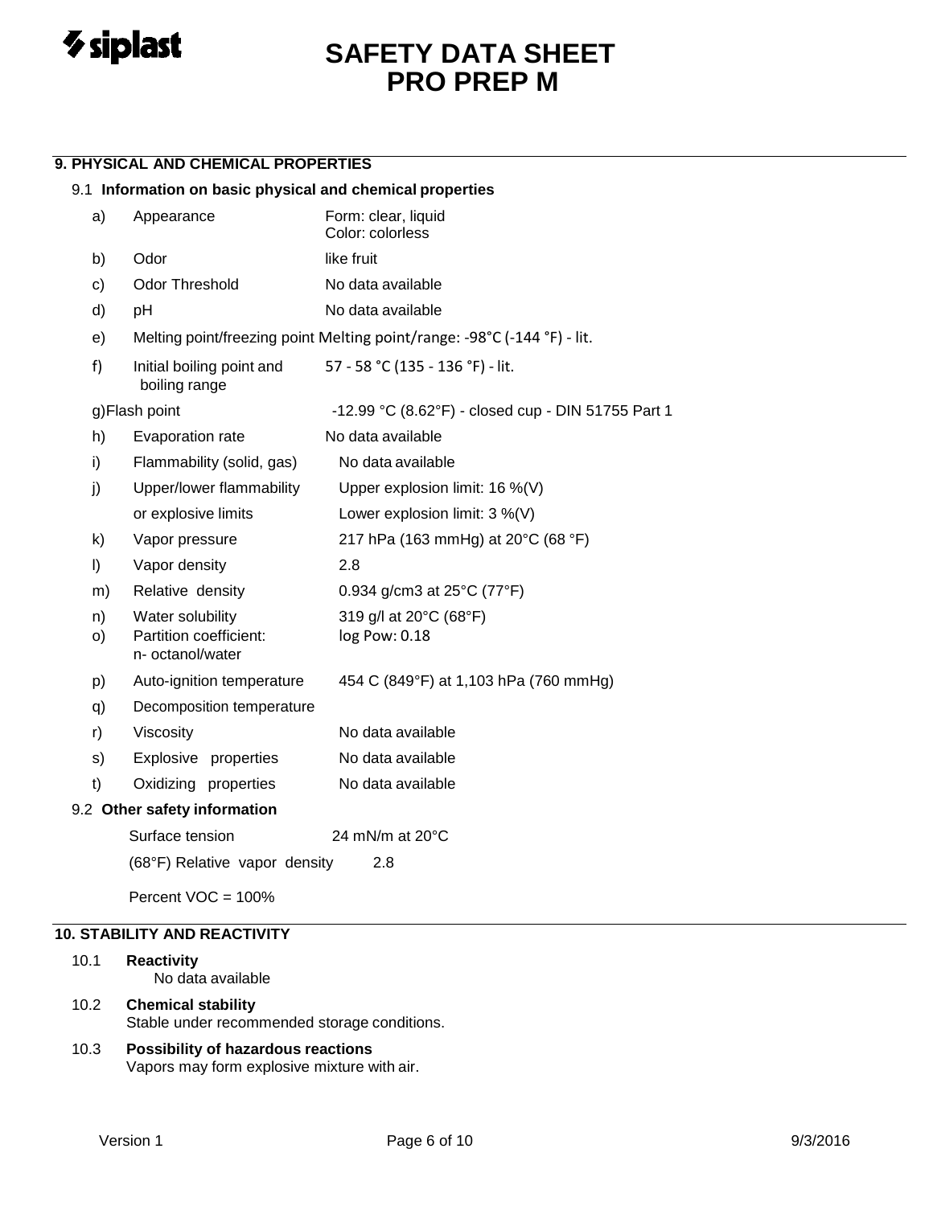## 9. PHYSICAL AND CHEMICAL PROPERTIES

### 9.1 Information on basic physical and chemical properties

| | | |
|---|---|---|
| a) | Appearance | Form: clear, liquid<br>Color: colorless |
| b) | Odor | like fruit |
| c) | Odor Threshold | No data available |
| d) | pH | No data available |
| e) | Melting point/freezing point | Melting point/range: -98°C (-144 °F) - lit. |
| f) | Initial boiling point and boiling range | 57 - 58 °C (135 - 136 °F) - lit. |
| g) | Flash point | -12.99 °C (8.62°F) - closed cup - DIN 51755 Part 1 |
| h) | Evaporation rate | No data available |
| i) | Flammability (solid, gas) | No data available |
| j) | Upper/lower flammability or explosive limits | Upper explosion limit: 16 %(V)<br>Lower explosion limit: 3 %(V) |
| k) | Vapor pressure | 217 hPa (163 mmHg) at 20°C (68 °F) |
| l) | Vapor density | 2.8 |
| m) | Relative density | 0.934 g/cm3 at 25°C (77°F) |
| n) | Water solubility | 319 g/l at 20°C (68°F) |
| o) | Partition coefficient: n- octanol/water | log Pow: 0.18 |
| p) | Auto-ignition temperature | 454 C (849°F) at 1,103 hPa (760 mmHg) |
| q) | Decomposition temperature | |
| r) | Viscosity | No data available |
| s) | Explosive properties | No data available |
| t) | Oxidizing properties | No data available |

### 9.2 Other safety information

Surface tension 24 mN/m at 20°C

(68°F) Relative vapor density 2.8

Percent VOC = 100%

## 10. STABILITY AND REACTIVITY

**10.1 Reactivity**

No data available

**10.2 Chemical stability**

Stable under recommended storage conditions.

**10.3 Possibility of hazardous reactions**

Vapors may form explosive mixture with air.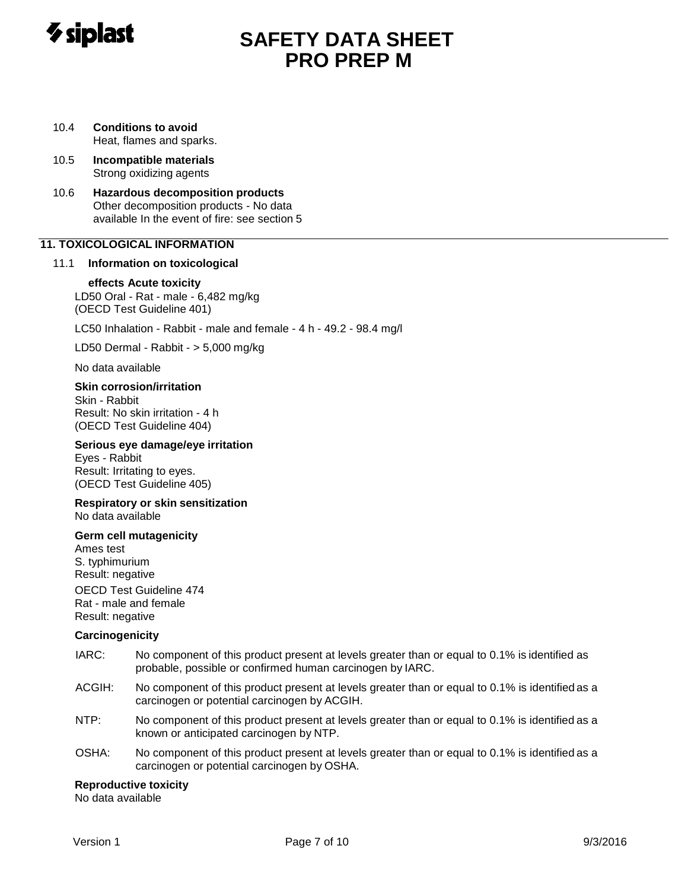10.4 **Conditions to avoid**
Heat, flames and sparks.

10.5 **Incompatible materials**
Strong oxidizing agents

10.6 **Hazardous decomposition products**
Other decomposition products - No data available In the event of fire: see section 5

## 11. TOXICOLOGICAL INFORMATION

11.1 **Information on toxicological**

**effects Acute toxicity**
LD50 Oral - Rat - male - 6,482 mg/kg
(OECD Test Guideline 401)

LC50 Inhalation - Rabbit - male and female - 4 h - 49.2 - 98.4 mg/l

LD50 Dermal - Rabbit - > 5,000 mg/kg

No data available

**Skin corrosion/irritation**
Skin - Rabbit
Result: No skin irritation - 4 h
(OECD Test Guideline 404)

**Serious eye damage/eye irritation**
Eyes - Rabbit
Result: Irritating to eyes.
(OECD Test Guideline 405)

**Respiratory or skin sensitization**
No data available

**Germ cell mutagenicity**
Ames test
S. typhimurium
Result: negative

OECD Test Guideline 474
Rat - male and female
Result: negative

**Carcinogenicity**

IARC: No component of this product present at levels greater than or equal to 0.1% is identified as probable, possible or confirmed human carcinogen by IARC.

ACGIH: No component of this product present at levels greater than or equal to 0.1% is identified as a carcinogen or potential carcinogen by ACGIH.

NTP: No component of this product present at levels greater than or equal to 0.1% is identified as a known or anticipated carcinogen by NTP.

OSHA: No component of this product present at levels greater than or equal to 0.1% is identified as a carcinogen or potential carcinogen by OSHA.

**Reproductive toxicity**
No data available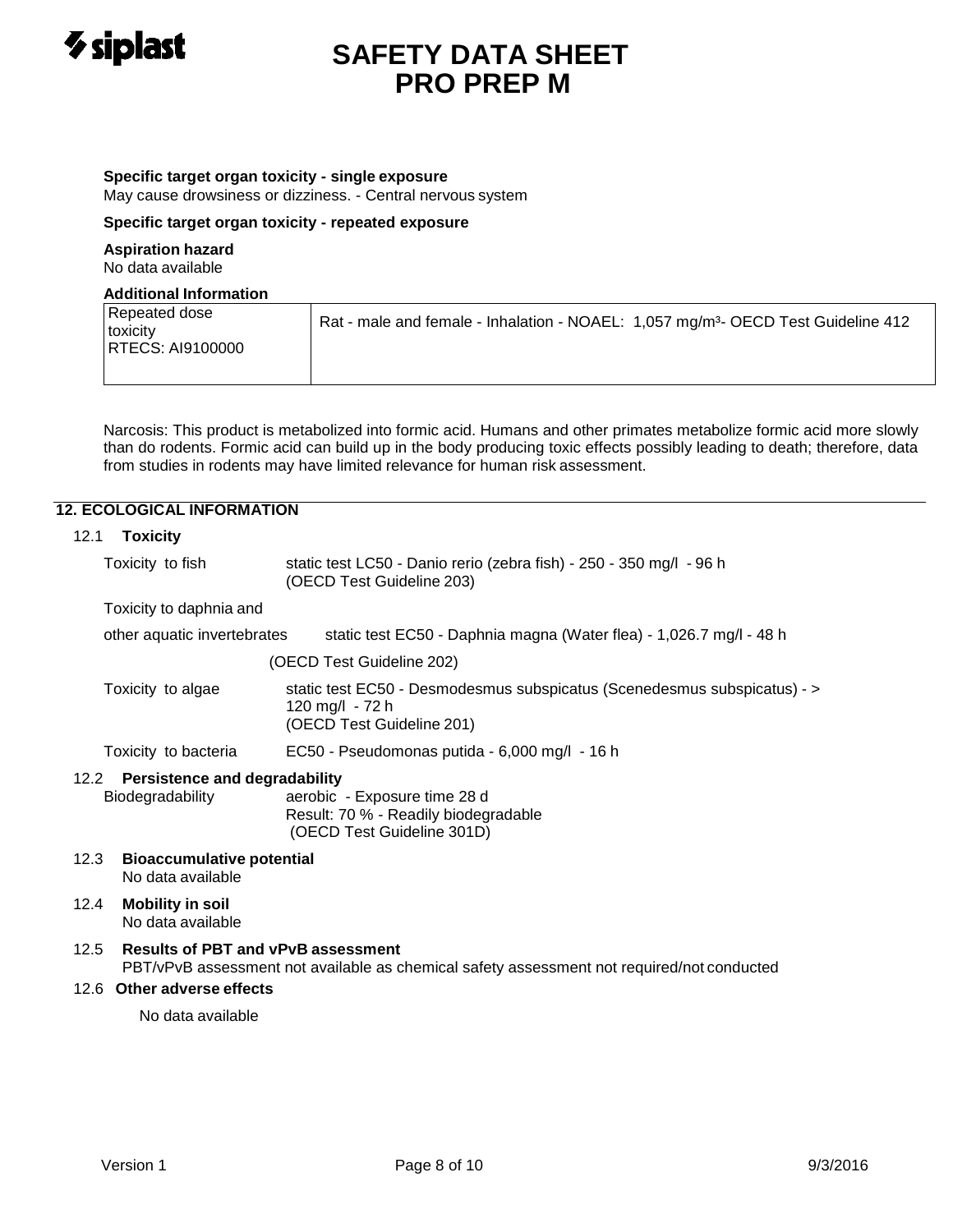**Specific target organ toxicity - single exposure**
May cause drowsiness or dizziness. - Central nervous system

**Specific target organ toxicity - repeated exposure**

**Aspiration hazard**
No data available

**Additional Information**

| Repeated dose toxicity RTECS: AI9100000 | Rat - male and female - Inhalation - NOAEL: 1,057 mg/m³- OECD Test Guideline 412 |
|---|---|

Narcosis: This product is metabolized into formic acid. Humans and other primates metabolize formic acid more slowly than do rodents. Formic acid can build up in the body producing toxic effects possibly leading to death; therefore, data from studies in rodents may have limited relevance for human risk assessment.

## 12. ECOLOGICAL INFORMATION

### 12.1 Toxicity

| | |
|---|---|
| Toxicity to fish | static test LC50 - Danio rerio (zebra fish) - 250 - 350 mg/l - 96 h (OECD Test Guideline 203) |
| Toxicity to daphnia and other aquatic invertebrates | static test EC50 - Daphnia magna (Water flea) - 1,026.7 mg/l - 48 h (OECD Test Guideline 202) |
| Toxicity to algae | static test EC50 - Desmodesmus subspicatus (Scenedesmus subspicatus) - > 120 mg/l - 72 h (OECD Test Guideline 201) |
| Toxicity to bacteria | EC50 - Pseudomonas putida - 6,000 mg/l - 16 h |

### 12.2 Persistence and degradability

Biodegradability: aerobic - Exposure time 28 d
Result: 70 % - Readily biodegradable
(OECD Test Guideline 301D)

### 12.3 Bioaccumulative potential

No data available

### 12.4 Mobility in soil

No data available

### 12.5 Results of PBT and vPvB assessment

PBT/vPvB assessment not available as chemical safety assessment not required/not conducted

### 12.6 Other adverse effects

No data available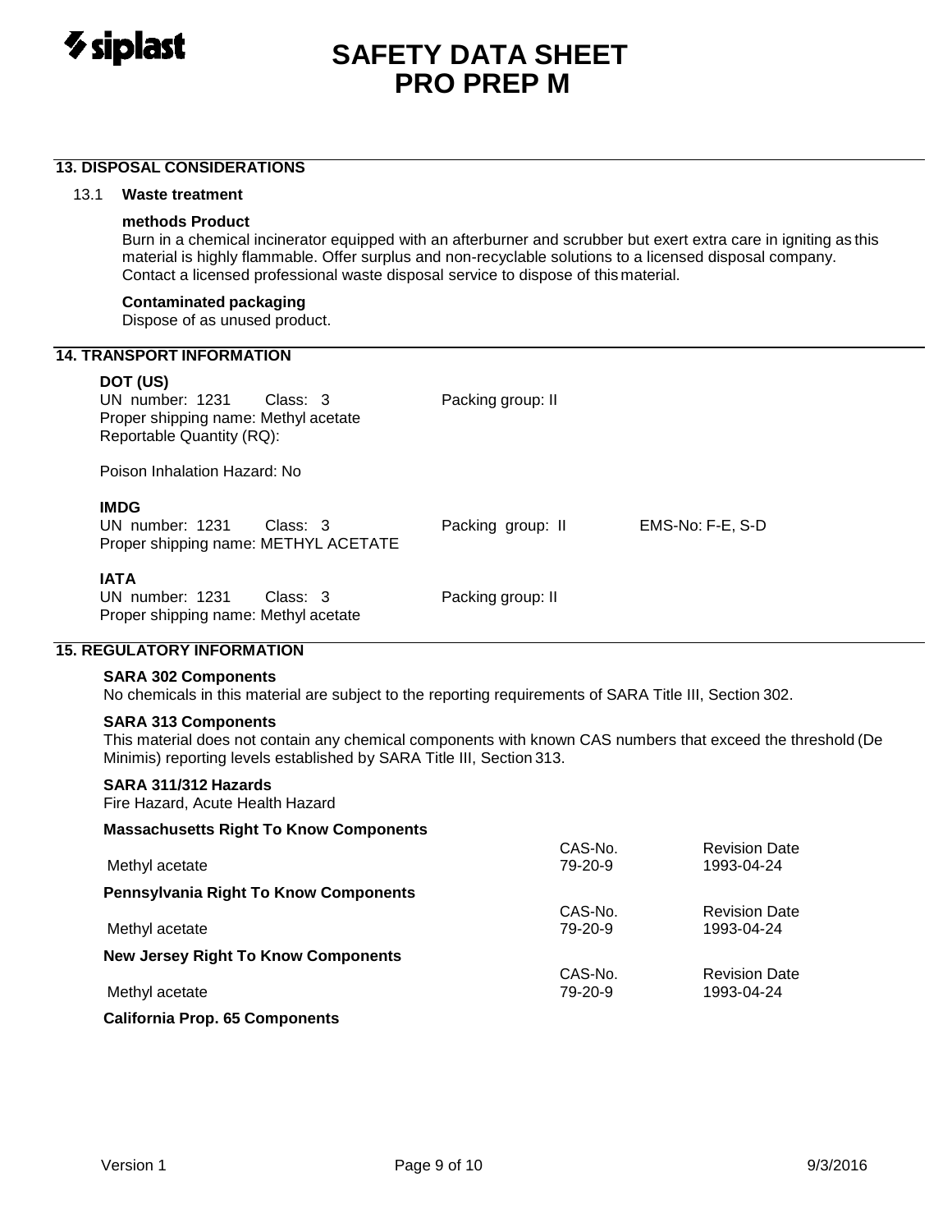## 13. DISPOSAL CONSIDERATIONS

### 13.1 Waste treatment

**methods Product**

Burn in a chemical incinerator equipped with an afterburner and scrubber but exert extra care in igniting as this material is highly flammable. Offer surplus and non-recyclable solutions to a licensed disposal company. Contact a licensed professional waste disposal service to dispose of this material.

**Contaminated packaging**

Dispose of as unused product.

## 14. TRANSPORT INFORMATION

**DOT (US)**

UN number: 1231 Class: 3 Packing group: II

Proper shipping name: Methyl acetate

Reportable Quantity (RQ):

Poison Inhalation Hazard: No

**IMDG**

UN number: 1231 Class: 3 Packing group: II EMS-No: F-E, S-D

Proper shipping name: METHYL ACETATE

**IATA**

UN number: 1231 Class: 3 Packing group: II

Proper shipping name: Methyl acetate

## 15. REGULATORY INFORMATION

**SARA 302 Components**

No chemicals in this material are subject to the reporting requirements of SARA Title III, Section 302.

**SARA 313 Components**

This material does not contain any chemical components with known CAS numbers that exceed the threshold (De Minimis) reporting levels established by SARA Title III, Section 313.

**SARA 311/312 Hazards**

Fire Hazard, Acute Health Hazard

**Massachusetts Right To Know Components**

| | CAS-No. | Revision Date |
|---|---|---|
| Methyl acetate | 79-20-9 | 1993-04-24 |

**Pennsylvania Right To Know Components**

| | CAS-No. | Revision Date |
|---|---|---|
| Methyl acetate | 79-20-9 | 1993-04-24 |

**New Jersey Right To Know Components**

| | CAS-No. | Revision Date |
|---|---|---|
| Methyl acetate | 79-20-9 | 1993-04-24 |

**California Prop. 65 Components**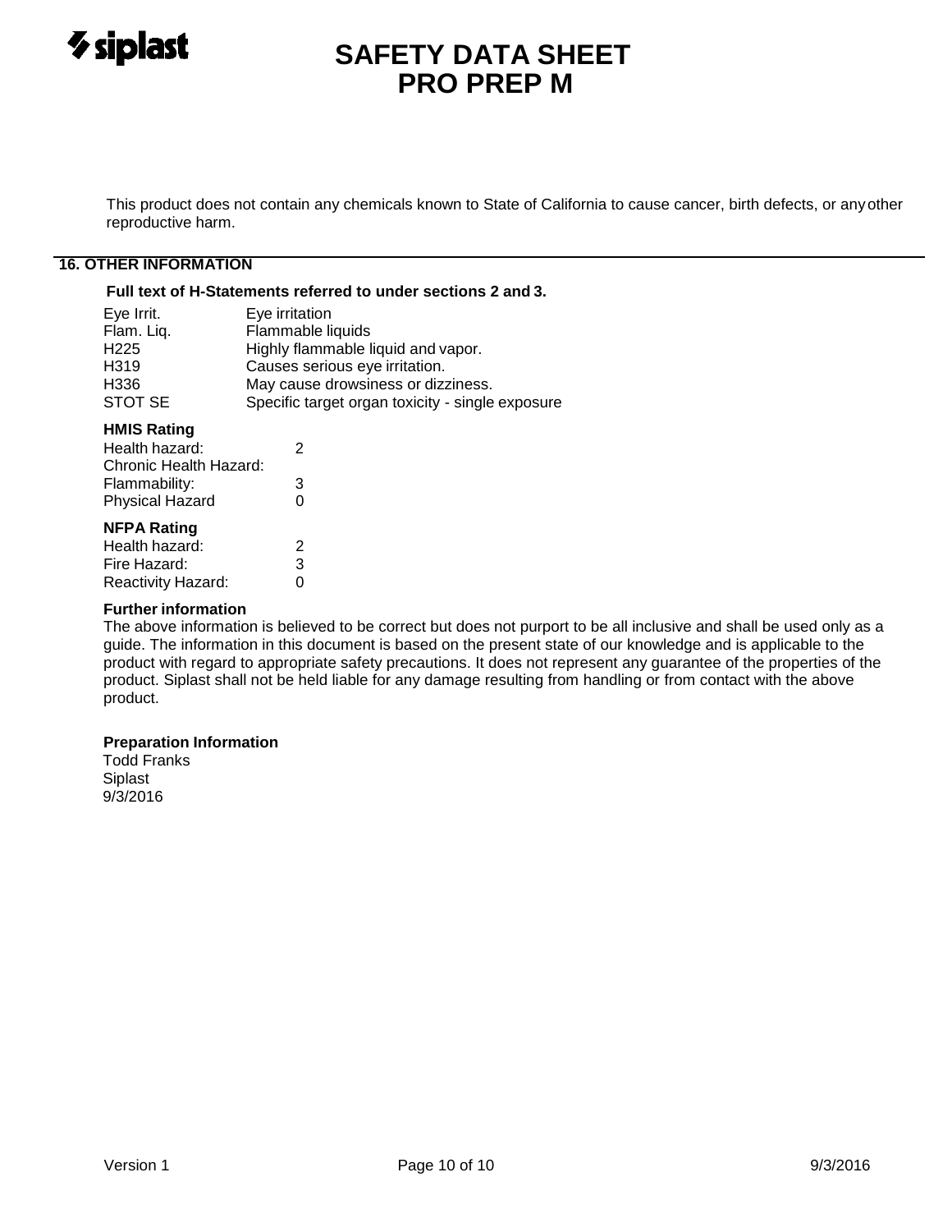This product does not contain any chemicals known to State of California to cause cancer, birth defects, or any other reproductive harm.

## 16. OTHER INFORMATION

**Full text of H-Statements referred to under sections 2 and 3.**

| | |
|---|---|
| Eye Irrit. | Eye irritation |
| Flam. Liq. | Flammable liquids |
| H225 | Highly flammable liquid and vapor. |
| H319 | Causes serious eye irritation. |
| H336 | May cause drowsiness or dizziness. |
| STOT SE | Specific target organ toxicity - single exposure |

**HMIS Rating**

| | |
|---|---|
| Health hazard: | 2 |
| Chronic Health Hazard: | |
| Flammability: | 3 |
| Physical Hazard | 0 |

**NFPA Rating**

| | |
|---|---|
| Health hazard: | 2 |
| Fire Hazard: | 3 |
| Reactivity Hazard: | 0 |

**Further information**

The above information is believed to be correct but does not purport to be all inclusive and shall be used only as a guide. The information in this document is based on the present state of our knowledge and is applicable to the product with regard to appropriate safety precautions. It does not represent any guarantee of the properties of the product. Siplast shall not be held liable for any damage resulting from handling or from contact with the above product.

**Preparation Information**

Todd Franks
Siplast
9/3/2016